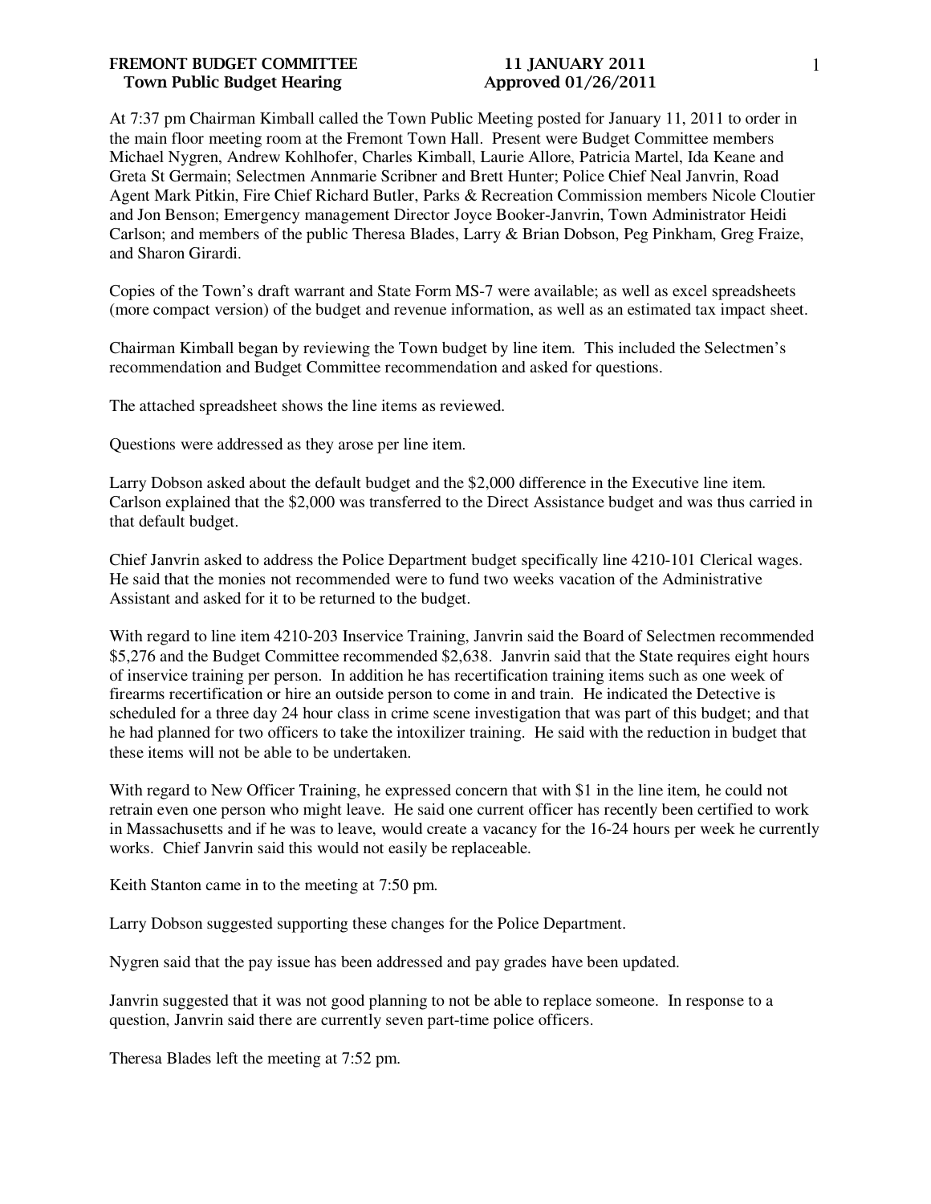**FREMONT BUDGET COMMITTEE** **11 JANUARY 2011**
**Town Public Budget Hearing** **Approved 01/26/2011**

At 7:37 pm Chairman Kimball called the Town Public Meeting posted for January 11, 2011 to order in the main floor meeting room at the Fremont Town Hall. Present were Budget Committee members Michael Nygren, Andrew Kohlhofer, Charles Kimball, Laurie Allore, Patricia Martel, Ida Keane and Greta St Germain; Selectmen Annmarie Scribner and Brett Hunter; Police Chief Neal Janvrin, Road Agent Mark Pitkin, Fire Chief Richard Butler, Parks & Recreation Commission members Nicole Cloutier and Jon Benson; Emergency management Director Joyce Booker-Janvrin, Town Administrator Heidi Carlson; and members of the public Theresa Blades, Larry & Brian Dobson, Peg Pinkham, Greg Fraize, and Sharon Girardi.

Copies of the Town's draft warrant and State Form MS-7 were available; as well as excel spreadsheets (more compact version) of the budget and revenue information, as well as an estimated tax impact sheet.

Chairman Kimball began by reviewing the Town budget by line item. This included the Selectmen's recommendation and Budget Committee recommendation and asked for questions.

The attached spreadsheet shows the line items as reviewed.

Questions were addressed as they arose per line item.

Larry Dobson asked about the default budget and the $2,000 difference in the Executive line item. Carlson explained that the $2,000 was transferred to the Direct Assistance budget and was thus carried in that default budget.

Chief Janvrin asked to address the Police Department budget specifically line 4210-101 Clerical wages. He said that the monies not recommended were to fund two weeks vacation of the Administrative Assistant and asked for it to be returned to the budget.

With regard to line item 4210-203 Inservice Training, Janvrin said the Board of Selectmen recommended $5,276 and the Budget Committee recommended $2,638. Janvrin said that the State requires eight hours of inservice training per person. In addition he has recertification training items such as one week of firearms recertification or hire an outside person to come in and train. He indicated the Detective is scheduled for a three day 24 hour class in crime scene investigation that was part of this budget; and that he had planned for two officers to take the intoxilizer training. He said with the reduction in budget that these items will not be able to be undertaken.

With regard to New Officer Training, he expressed concern that with $1 in the line item, he could not retrain even one person who might leave. He said one current officer has recently been certified to work in Massachusetts and if he was to leave, would create a vacancy for the 16-24 hours per week he currently works. Chief Janvrin said this would not easily be replaceable.

Keith Stanton came in to the meeting at 7:50 pm.

Larry Dobson suggested supporting these changes for the Police Department.

Nygren said that the pay issue has been addressed and pay grades have been updated.

Janvrin suggested that it was not good planning to not be able to replace someone. In response to a question, Janvrin said there are currently seven part-time police officers.

Theresa Blades left the meeting at 7:52 pm.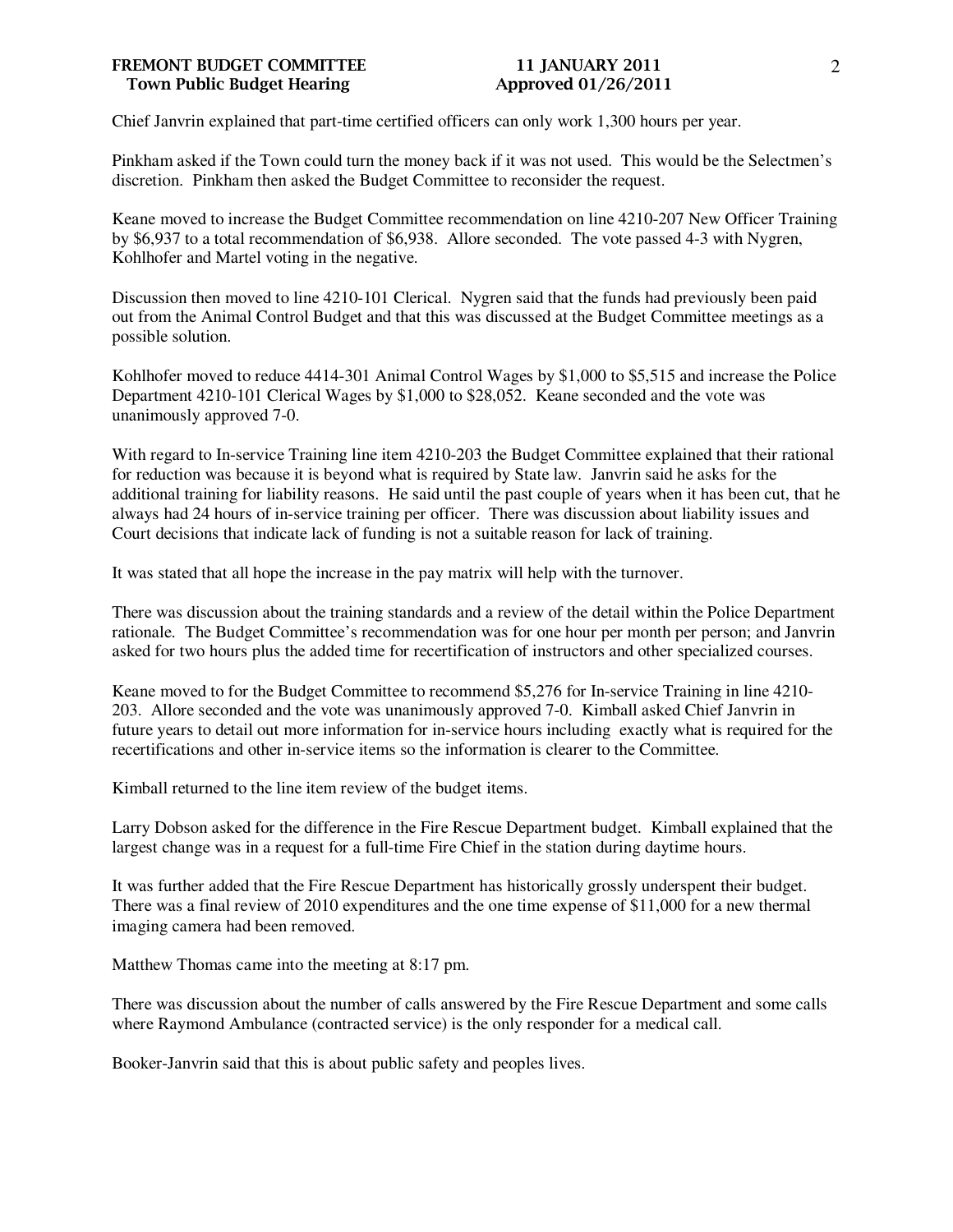Chief Janvrin explained that part-time certified officers can only work 1,300 hours per year.

Pinkham asked if the Town could turn the money back if it was not used. This would be the Selectmen's discretion. Pinkham then asked the Budget Committee to reconsider the request.

Keane moved to increase the Budget Committee recommendation on line 4210-207 New Officer Training by $6,937 to a total recommendation of $6,938. Allore seconded. The vote passed 4-3 with Nygren, Kohlhofer and Martel voting in the negative.

Discussion then moved to line 4210-101 Clerical. Nygren said that the funds had previously been paid out from the Animal Control Budget and that this was discussed at the Budget Committee meetings as a possible solution.

Kohlhofer moved to reduce 4414-301 Animal Control Wages by $1,000 to $5,515 and increase the Police Department 4210-101 Clerical Wages by $1,000 to $28,052. Keane seconded and the vote was unanimously approved 7-0.

With regard to In-service Training line item 4210-203 the Budget Committee explained that their rational for reduction was because it is beyond what is required by State law. Janvrin said he asks for the additional training for liability reasons. He said until the past couple of years when it has been cut, that he always had 24 hours of in-service training per officer. There was discussion about liability issues and Court decisions that indicate lack of funding is not a suitable reason for lack of training.

It was stated that all hope the increase in the pay matrix will help with the turnover.

There was discussion about the training standards and a review of the detail within the Police Department rationale. The Budget Committee's recommendation was for one hour per month per person; and Janvrin asked for two hours plus the added time for recertification of instructors and other specialized courses.

Keane moved to for the Budget Committee to recommend $5,276 for In-service Training in line 4210-203. Allore seconded and the vote was unanimously approved 7-0. Kimball asked Chief Janvrin in future years to detail out more information for in-service hours including exactly what is required for the recertifications and other in-service items so the information is clearer to the Committee.

Kimball returned to the line item review of the budget items.

Larry Dobson asked for the difference in the Fire Rescue Department budget. Kimball explained that the largest change was in a request for a full-time Fire Chief in the station during daytime hours.

It was further added that the Fire Rescue Department has historically grossly underspent their budget. There was a final review of 2010 expenditures and the one time expense of $11,000 for a new thermal imaging camera had been removed.

Matthew Thomas came into the meeting at 8:17 pm.

There was discussion about the number of calls answered by the Fire Rescue Department and some calls where Raymond Ambulance (contracted service) is the only responder for a medical call.

Booker-Janvrin said that this is about public safety and peoples lives.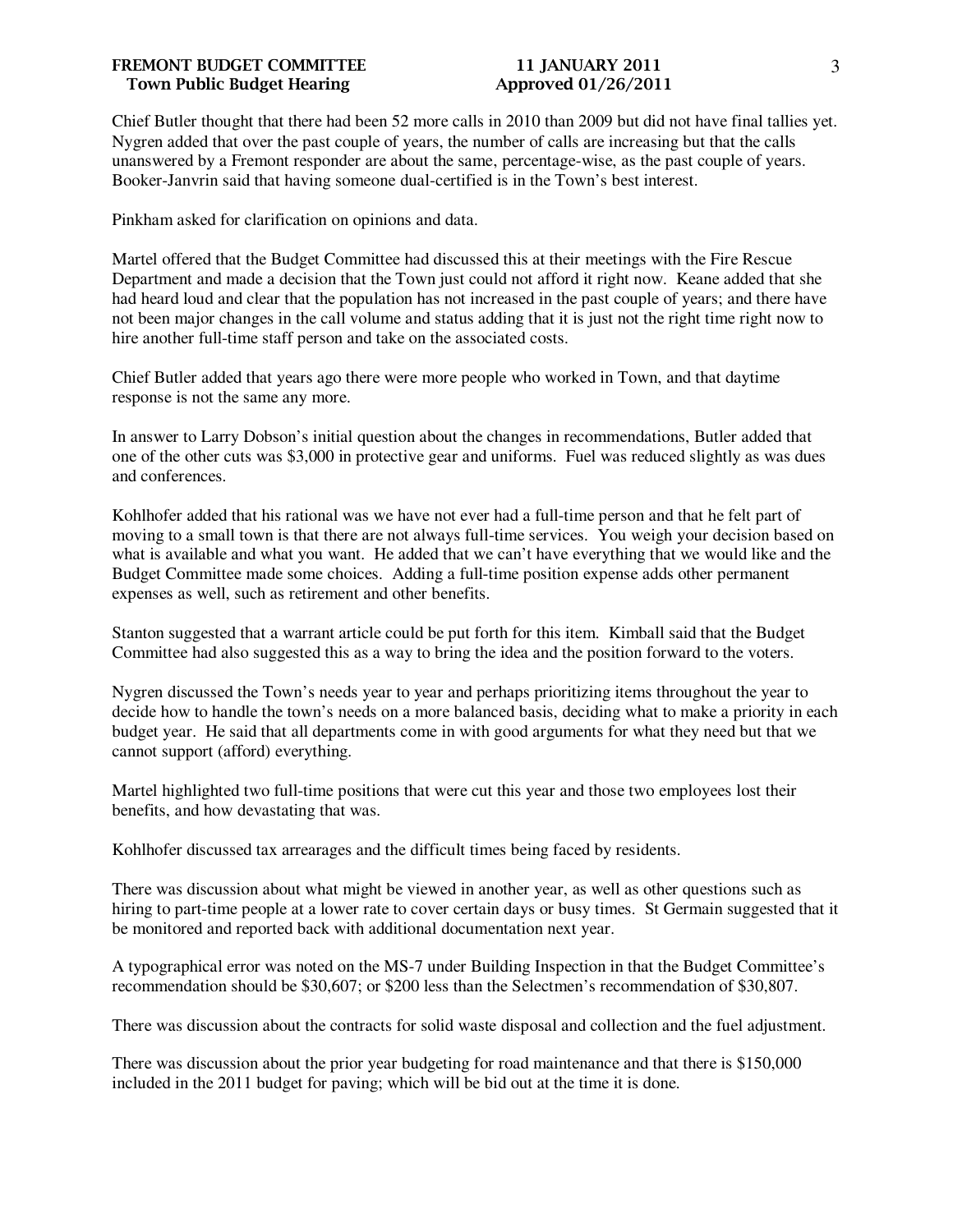Chief Butler thought that there had been 52 more calls in 2010 than 2009 but did not have final tallies yet. Nygren added that over the past couple of years, the number of calls are increasing but that the calls unanswered by a Fremont responder are about the same, percentage-wise, as the past couple of years. Booker-Janvrin said that having someone dual-certified is in the Town's best interest.

Pinkham asked for clarification on opinions and data.

Martel offered that the Budget Committee had discussed this at their meetings with the Fire Rescue Department and made a decision that the Town just could not afford it right now. Keane added that she had heard loud and clear that the population has not increased in the past couple of years; and there have not been major changes in the call volume and status adding that it is just not the right time right now to hire another full-time staff person and take on the associated costs.

Chief Butler added that years ago there were more people who worked in Town, and that daytime response is not the same any more.

In answer to Larry Dobson's initial question about the changes in recommendations, Butler added that one of the other cuts was $3,000 in protective gear and uniforms. Fuel was reduced slightly as was dues and conferences.

Kohlhofer added that his rational was we have not ever had a full-time person and that he felt part of moving to a small town is that there are not always full-time services. You weigh your decision based on what is available and what you want. He added that we can't have everything that we would like and the Budget Committee made some choices. Adding a full-time position expense adds other permanent expenses as well, such as retirement and other benefits.

Stanton suggested that a warrant article could be put forth for this item. Kimball said that the Budget Committee had also suggested this as a way to bring the idea and the position forward to the voters.

Nygren discussed the Town's needs year to year and perhaps prioritizing items throughout the year to decide how to handle the town's needs on a more balanced basis, deciding what to make a priority in each budget year. He said that all departments come in with good arguments for what they need but that we cannot support (afford) everything.

Martel highlighted two full-time positions that were cut this year and those two employees lost their benefits, and how devastating that was.

Kohlhofer discussed tax arrearages and the difficult times being faced by residents.

There was discussion about what might be viewed in another year, as well as other questions such as hiring to part-time people at a lower rate to cover certain days or busy times. St Germain suggested that it be monitored and reported back with additional documentation next year.

A typographical error was noted on the MS-7 under Building Inspection in that the Budget Committee's recommendation should be $30,607; or $200 less than the Selectmen's recommendation of $30,807.

There was discussion about the contracts for solid waste disposal and collection and the fuel adjustment.

There was discussion about the prior year budgeting for road maintenance and that there is $150,000 included in the 2011 budget for paving; which will be bid out at the time it is done.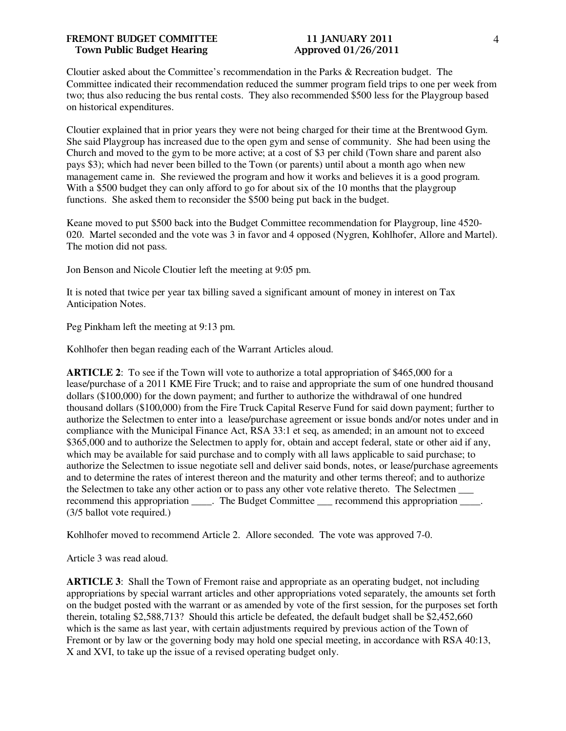Cloutier asked about the Committee's recommendation in the Parks & Recreation budget. The Committee indicated their recommendation reduced the summer program field trips to one per week from two; thus also reducing the bus rental costs. They also recommended $500 less for the Playgroup based on historical expenditures.

Cloutier explained that in prior years they were not being charged for their time at the Brentwood Gym. She said Playgroup has increased due to the open gym and sense of community. She had been using the Church and moved to the gym to be more active; at a cost of $3 per child (Town share and parent also pays $3); which had never been billed to the Town (or parents) until about a month ago when new management came in. She reviewed the program and how it works and believes it is a good program. With a $500 budget they can only afford to go for about six of the 10 months that the playgroup functions. She asked them to reconsider the $500 being put back in the budget.

Keane moved to put $500 back into the Budget Committee recommendation for Playgroup, line 4520-020. Martel seconded and the vote was 3 in favor and 4 opposed (Nygren, Kohlhofer, Allore and Martel). The motion did not pass.

Jon Benson and Nicole Cloutier left the meeting at 9:05 pm.

It is noted that twice per year tax billing saved a significant amount of money in interest on Tax Anticipation Notes.

Peg Pinkham left the meeting at 9:13 pm.

Kohlhofer then began reading each of the Warrant Articles aloud.

**ARTICLE 2**: To see if the Town will vote to authorize a total appropriation of $465,000 for a lease/purchase of a 2011 KME Fire Truck; and to raise and appropriate the sum of one hundred thousand dollars ($100,000) for the down payment; and further to authorize the withdrawal of one hundred thousand dollars ($100,000) from the Fire Truck Capital Reserve Fund for said down payment; further to authorize the Selectmen to enter into a lease/purchase agreement or issue bonds and/or notes under and in compliance with the Municipal Finance Act, RSA 33:1 et seq, as amended; in an amount not to exceed $365,000 and to authorize the Selectmen to apply for, obtain and accept federal, state or other aid if any, which may be available for said purchase and to comply with all laws applicable to said purchase; to authorize the Selectmen to issue negotiate sell and deliver said bonds, notes, or lease/purchase agreements and to determine the rates of interest thereon and the maturity and other terms thereof; and to authorize the Selectmen to take any other action or to pass any other vote relative thereto. The Selectmen ___ recommend this appropriation ____. The Budget Committee ___ recommend this appropriation ____. (3/5 ballot vote required.)

Kohlhofer moved to recommend Article 2. Allore seconded. The vote was approved 7-0.

Article 3 was read aloud.

**ARTICLE 3**: Shall the Town of Fremont raise and appropriate as an operating budget, not including appropriations by special warrant articles and other appropriations voted separately, the amounts set forth on the budget posted with the warrant or as amended by vote of the first session, for the purposes set forth therein, totaling $2,588,713? Should this article be defeated, the default budget shall be $2,452,660 which is the same as last year, with certain adjustments required by previous action of the Town of Fremont or by law or the governing body may hold one special meeting, in accordance with RSA 40:13, X and XVI, to take up the issue of a revised operating budget only.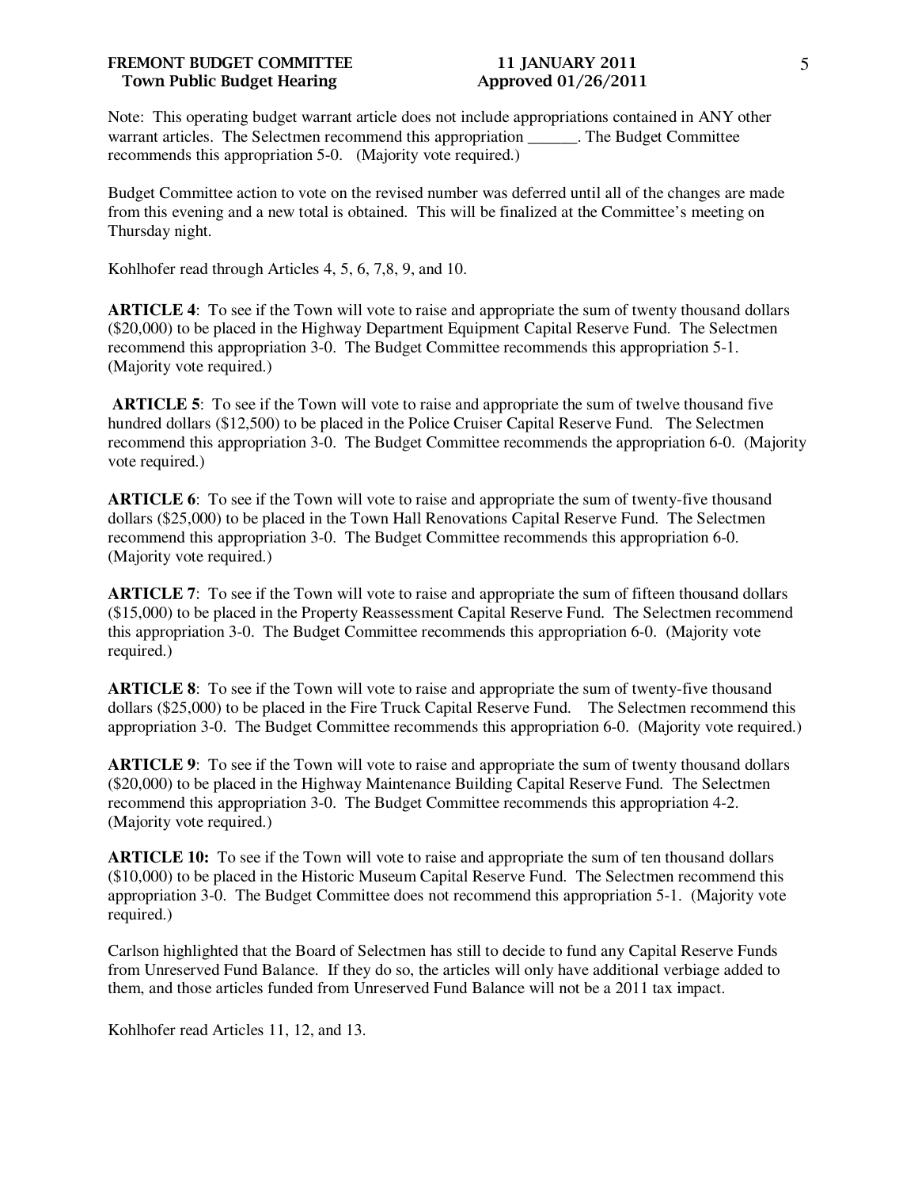Note: This operating budget warrant article does not include appropriations contained in ANY other warrant articles. The Selectmen recommend this appropriation ______. The Budget Committee recommends this appropriation 5-0. (Majority vote required.)

Budget Committee action to vote on the revised number was deferred until all of the changes are made from this evening and a new total is obtained. This will be finalized at the Committee's meeting on Thursday night.

Kohlhofer read through Articles 4, 5, 6, 7,8, 9, and 10.

**ARTICLE 4**: To see if the Town will vote to raise and appropriate the sum of twenty thousand dollars ($20,000) to be placed in the Highway Department Equipment Capital Reserve Fund. The Selectmen recommend this appropriation 3-0. The Budget Committee recommends this appropriation 5-1. (Majority vote required.)

**ARTICLE 5**: To see if the Town will vote to raise and appropriate the sum of twelve thousand five hundred dollars ($12,500) to be placed in the Police Cruiser Capital Reserve Fund. The Selectmen recommend this appropriation 3-0. The Budget Committee recommends the appropriation 6-0. (Majority vote required.)

**ARTICLE 6**: To see if the Town will vote to raise and appropriate the sum of twenty-five thousand dollars ($25,000) to be placed in the Town Hall Renovations Capital Reserve Fund. The Selectmen recommend this appropriation 3-0. The Budget Committee recommends this appropriation 6-0. (Majority vote required.)

**ARTICLE 7**: To see if the Town will vote to raise and appropriate the sum of fifteen thousand dollars ($15,000) to be placed in the Property Reassessment Capital Reserve Fund. The Selectmen recommend this appropriation 3-0. The Budget Committee recommends this appropriation 6-0. (Majority vote required.)

**ARTICLE 8**: To see if the Town will vote to raise and appropriate the sum of twenty-five thousand dollars ($25,000) to be placed in the Fire Truck Capital Reserve Fund. The Selectmen recommend this appropriation 3-0. The Budget Committee recommends this appropriation 6-0. (Majority vote required.)

**ARTICLE 9**: To see if the Town will vote to raise and appropriate the sum of twenty thousand dollars ($20,000) to be placed in the Highway Maintenance Building Capital Reserve Fund. The Selectmen recommend this appropriation 3-0. The Budget Committee recommends this appropriation 4-2. (Majority vote required.)

**ARTICLE 10:** To see if the Town will vote to raise and appropriate the sum of ten thousand dollars ($10,000) to be placed in the Historic Museum Capital Reserve Fund. The Selectmen recommend this appropriation 3-0. The Budget Committee does not recommend this appropriation 5-1. (Majority vote required.)

Carlson highlighted that the Board of Selectmen has still to decide to fund any Capital Reserve Funds from Unreserved Fund Balance. If they do so, the articles will only have additional verbiage added to them, and those articles funded from Unreserved Fund Balance will not be a 2011 tax impact.

Kohlhofer read Articles 11, 12, and 13.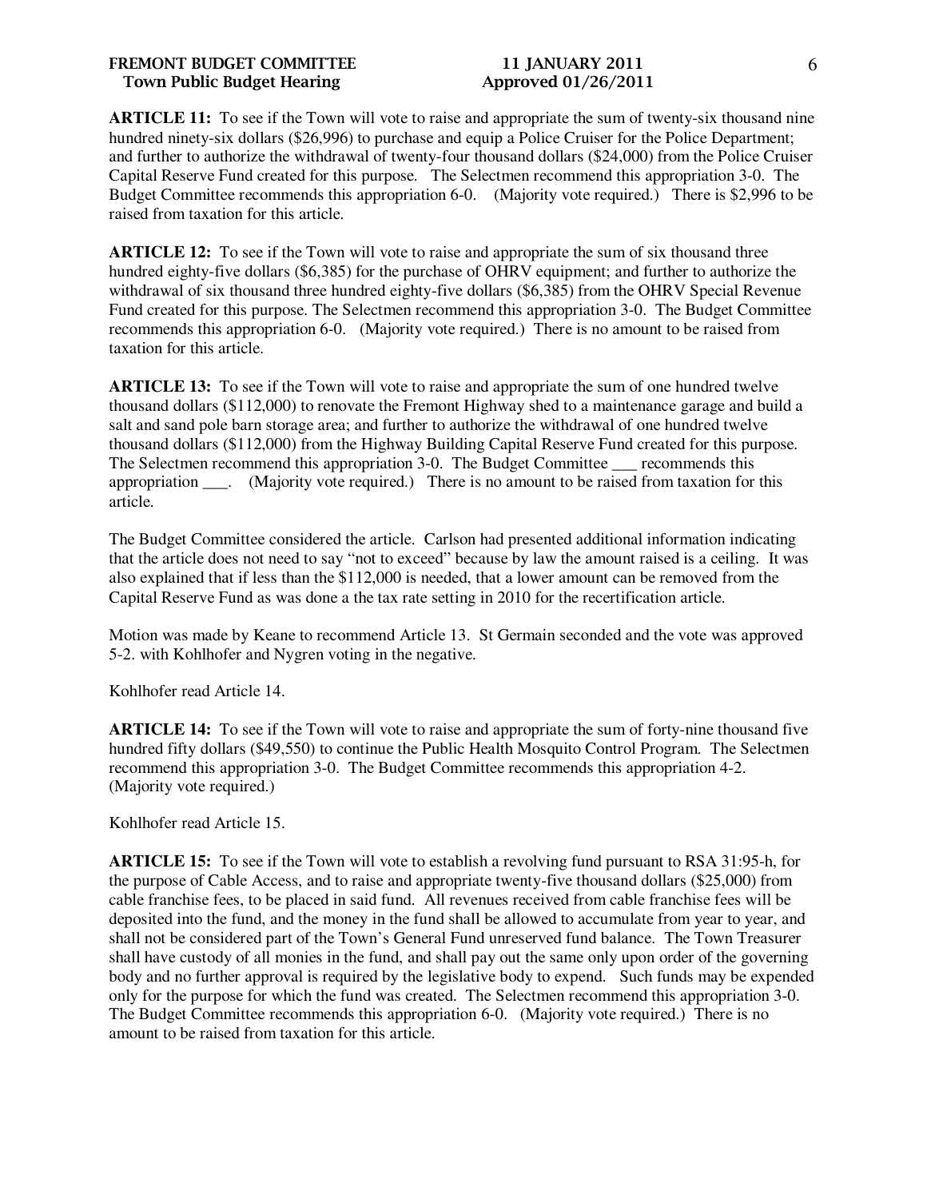**ARTICLE 11:** To see if the Town will vote to raise and appropriate the sum of twenty-six thousand nine hundred ninety-six dollars ($26,996) to purchase and equip a Police Cruiser for the Police Department; and further to authorize the withdrawal of twenty-four thousand dollars ($24,000) from the Police Cruiser Capital Reserve Fund created for this purpose. The Selectmen recommend this appropriation 3-0. The Budget Committee recommends this appropriation 6-0. (Majority vote required.) There is $2,996 to be raised from taxation for this article.

**ARTICLE 12:** To see if the Town will vote to raise and appropriate the sum of six thousand three hundred eighty-five dollars ($6,385) for the purchase of OHRV equipment; and further to authorize the withdrawal of six thousand three hundred eighty-five dollars ($6,385) from the OHRV Special Revenue Fund created for this purpose. The Selectmen recommend this appropriation 3-0. The Budget Committee recommends this appropriation 6-0. (Majority vote required.) There is no amount to be raised from taxation for this article.

**ARTICLE 13:** To see if the Town will vote to raise and appropriate the sum of one hundred twelve thousand dollars ($112,000) to renovate the Fremont Highway shed to a maintenance garage and build a salt and sand pole barn storage area; and further to authorize the withdrawal of one hundred twelve thousand dollars ($112,000) from the Highway Building Capital Reserve Fund created for this purpose. The Selectmen recommend this appropriation 3-0. The Budget Committee ___ recommends this appropriation ___. (Majority vote required.) There is no amount to be raised from taxation for this article.

The Budget Committee considered the article. Carlson had presented additional information indicating that the article does not need to say "not to exceed" because by law the amount raised is a ceiling. It was also explained that if less than the $112,000 is needed, that a lower amount can be removed from the Capital Reserve Fund as was done a the tax rate setting in 2010 for the recertification article.

Motion was made by Keane to recommend Article 13. St Germain seconded and the vote was approved 5-2. with Kohlhofer and Nygren voting in the negative.

Kohlhofer read Article 14.

**ARTICLE 14:** To see if the Town will vote to raise and appropriate the sum of forty-nine thousand five hundred fifty dollars ($49,550) to continue the Public Health Mosquito Control Program. The Selectmen recommend this appropriation 3-0. The Budget Committee recommends this appropriation 4-2. (Majority vote required.)

Kohlhofer read Article 15.

**ARTICLE 15:** To see if the Town will vote to establish a revolving fund pursuant to RSA 31:95-h, for the purpose of Cable Access, and to raise and appropriate twenty-five thousand dollars ($25,000) from cable franchise fees, to be placed in said fund. All revenues received from cable franchise fees will be deposited into the fund, and the money in the fund shall be allowed to accumulate from year to year, and shall not be considered part of the Town's General Fund unreserved fund balance. The Town Treasurer shall have custody of all monies in the fund, and shall pay out the same only upon order of the governing body and no further approval is required by the legislative body to expend. Such funds may be expended only for the purpose for which the fund was created. The Selectmen recommend this appropriation 3-0. The Budget Committee recommends this appropriation 6-0. (Majority vote required.) There is no amount to be raised from taxation for this article.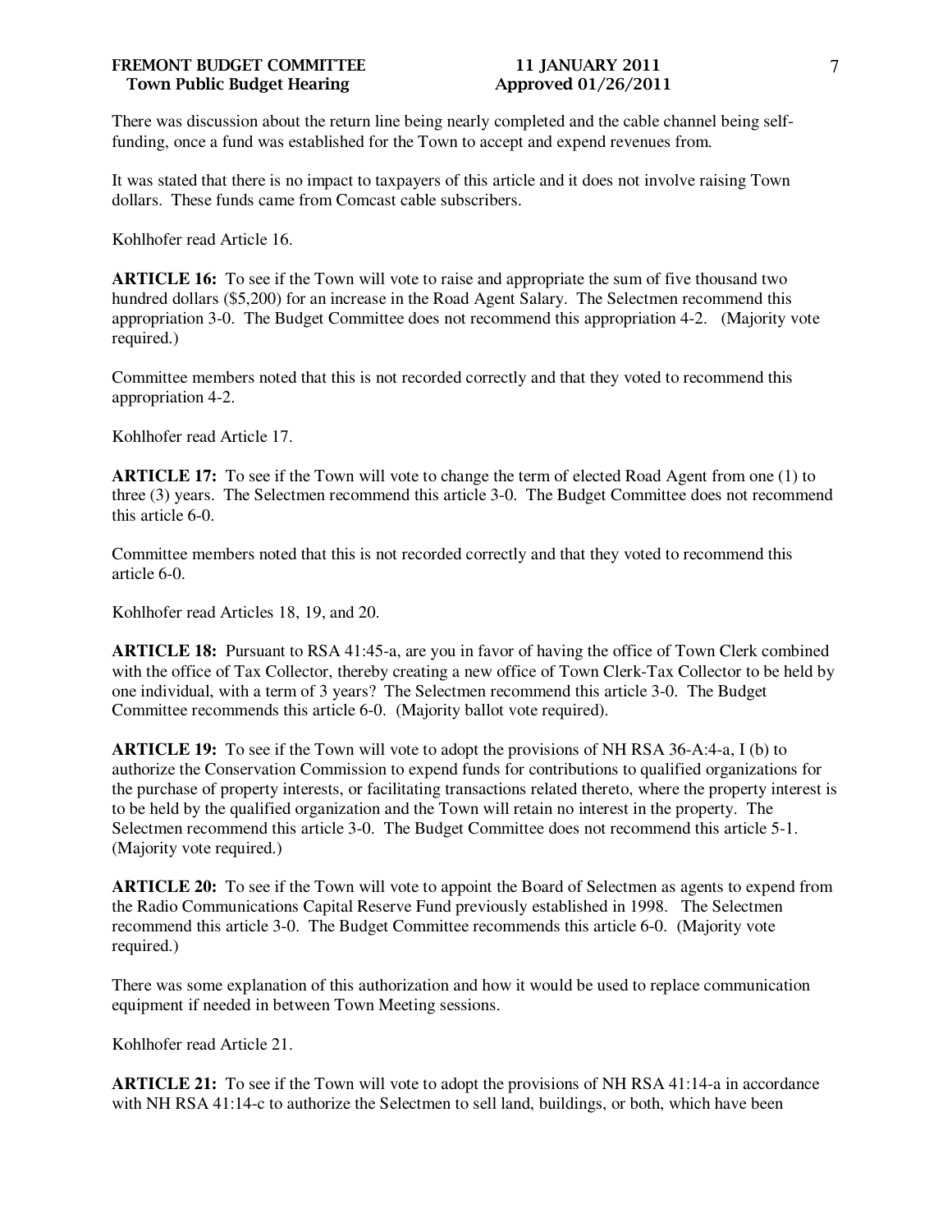There was discussion about the return line being nearly completed and the cable channel being self-funding, once a fund was established for the Town to accept and expend revenues from.

It was stated that there is no impact to taxpayers of this article and it does not involve raising Town dollars. These funds came from Comcast cable subscribers.

Kohlhofer read Article 16.

**ARTICLE 16:** To see if the Town will vote to raise and appropriate the sum of five thousand two hundred dollars ($5,200) for an increase in the Road Agent Salary. The Selectmen recommend this appropriation 3-0. The Budget Committee does not recommend this appropriation 4-2. (Majority vote required.)

Committee members noted that this is not recorded correctly and that they voted to recommend this appropriation 4-2.

Kohlhofer read Article 17.

**ARTICLE 17:** To see if the Town will vote to change the term of elected Road Agent from one (1) to three (3) years. The Selectmen recommend this article 3-0. The Budget Committee does not recommend this article 6-0.

Committee members noted that this is not recorded correctly and that they voted to recommend this article 6-0.

Kohlhofer read Articles 18, 19, and 20.

**ARTICLE 18:** Pursuant to RSA 41:45-a, are you in favor of having the office of Town Clerk combined with the office of Tax Collector, thereby creating a new office of Town Clerk-Tax Collector to be held by one individual, with a term of 3 years? The Selectmen recommend this article 3-0. The Budget Committee recommends this article 6-0. (Majority ballot vote required).

**ARTICLE 19:** To see if the Town will vote to adopt the provisions of NH RSA 36-A:4-a, I (b) to authorize the Conservation Commission to expend funds for contributions to qualified organizations for the purchase of property interests, or facilitating transactions related thereto, where the property interest is to be held by the qualified organization and the Town will retain no interest in the property. The Selectmen recommend this article 3-0. The Budget Committee does not recommend this article 5-1. (Majority vote required.)

**ARTICLE 20:** To see if the Town will vote to appoint the Board of Selectmen as agents to expend from the Radio Communications Capital Reserve Fund previously established in 1998. The Selectmen recommend this article 3-0. The Budget Committee recommends this article 6-0. (Majority vote required.)

There was some explanation of this authorization and how it would be used to replace communication equipment if needed in between Town Meeting sessions.

Kohlhofer read Article 21.

**ARTICLE 21:** To see if the Town will vote to adopt the provisions of NH RSA 41:14-a in accordance with NH RSA 41:14-c to authorize the Selectmen to sell land, buildings, or both, which have been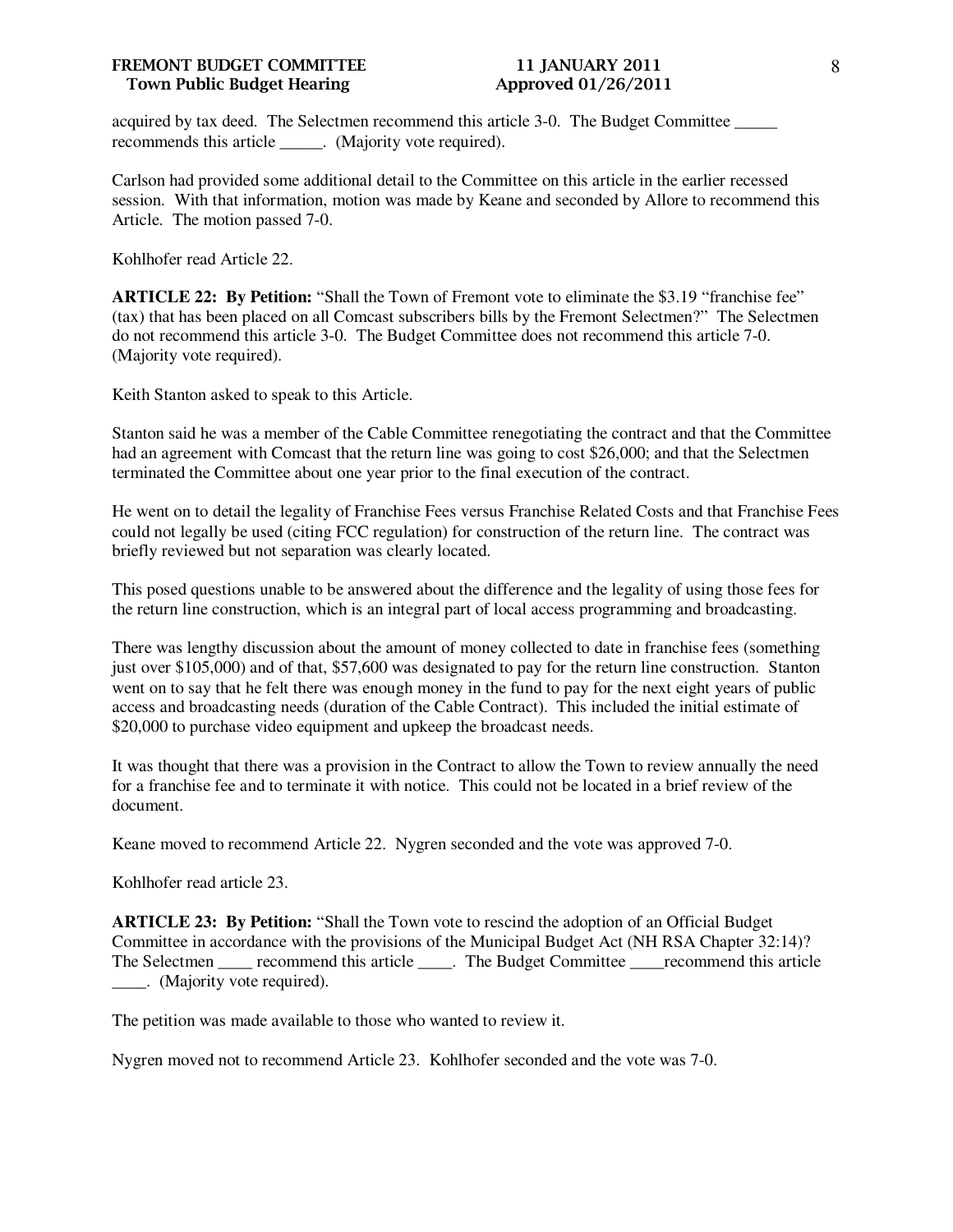acquired by tax deed. The Selectmen recommend this article 3-0. The Budget Committee _____ recommends this article _____. (Majority vote required).

Carlson had provided some additional detail to the Committee on this article in the earlier recessed session. With that information, motion was made by Keane and seconded by Allore to recommend this Article. The motion passed 7-0.

Kohlhofer read Article 22.

**ARTICLE 22: By Petition:** "Shall the Town of Fremont vote to eliminate the $3.19 "franchise fee" (tax) that has been placed on all Comcast subscribers bills by the Fremont Selectmen?" The Selectmen do not recommend this article 3-0. The Budget Committee does not recommend this article 7-0. (Majority vote required).

Keith Stanton asked to speak to this Article.

Stanton said he was a member of the Cable Committee renegotiating the contract and that the Committee had an agreement with Comcast that the return line was going to cost $26,000; and that the Selectmen terminated the Committee about one year prior to the final execution of the contract.

He went on to detail the legality of Franchise Fees versus Franchise Related Costs and that Franchise Fees could not legally be used (citing FCC regulation) for construction of the return line. The contract was briefly reviewed but not separation was clearly located.

This posed questions unable to be answered about the difference and the legality of using those fees for the return line construction, which is an integral part of local access programming and broadcasting.

There was lengthy discussion about the amount of money collected to date in franchise fees (something just over $105,000) and of that, $57,600 was designated to pay for the return line construction. Stanton went on to say that he felt there was enough money in the fund to pay for the next eight years of public access and broadcasting needs (duration of the Cable Contract). This included the initial estimate of $20,000 to purchase video equipment and upkeep the broadcast needs.

It was thought that there was a provision in the Contract to allow the Town to review annually the need for a franchise fee and to terminate it with notice. This could not be located in a brief review of the document.

Keane moved to recommend Article 22. Nygren seconded and the vote was approved 7-0.

Kohlhofer read article 23.

**ARTICLE 23: By Petition:** "Shall the Town vote to rescind the adoption of an Official Budget Committee in accordance with the provisions of the Municipal Budget Act (NH RSA Chapter 32:14)? The Selectmen ____ recommend this article ____. The Budget Committee ____recommend this article ____. (Majority vote required).

The petition was made available to those who wanted to review it.

Nygren moved not to recommend Article 23. Kohlhofer seconded and the vote was 7-0.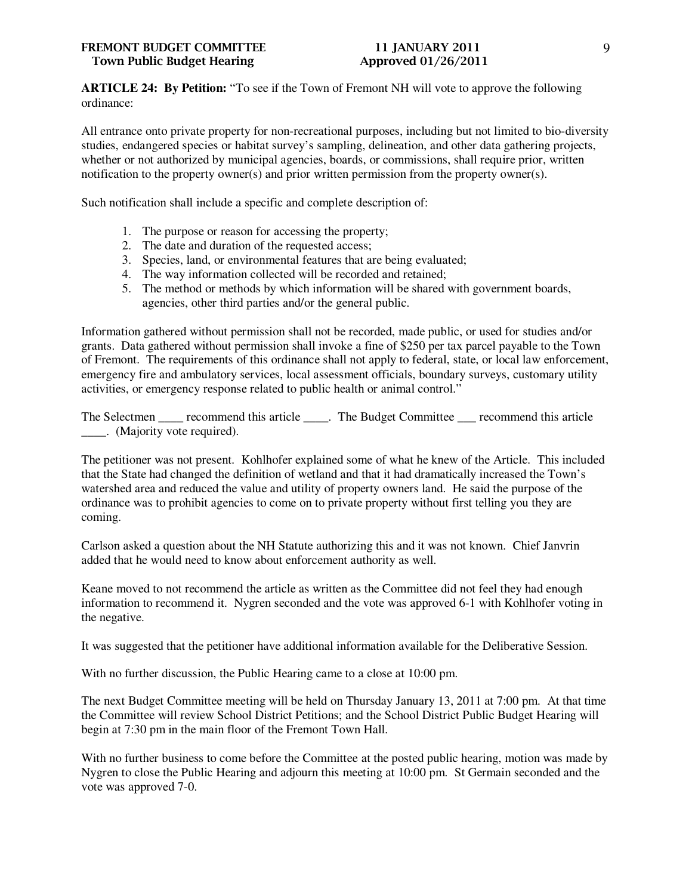**ARTICLE 24: By Petition:** "To see if the Town of Fremont NH will vote to approve the following ordinance:

All entrance onto private property for non-recreational purposes, including but not limited to bio-diversity studies, endangered species or habitat survey's sampling, delineation, and other data gathering projects, whether or not authorized by municipal agencies, boards, or commissions, shall require prior, written notification to the property owner(s) and prior written permission from the property owner(s).

Such notification shall include a specific and complete description of:

1. The purpose or reason for accessing the property;
2. The date and duration of the requested access;
3. Species, land, or environmental features that are being evaluated;
4. The way information collected will be recorded and retained;
5. The method or methods by which information will be shared with government boards, agencies, other third parties and/or the general public.

Information gathered without permission shall not be recorded, made public, or used for studies and/or grants. Data gathered without permission shall invoke a fine of $250 per tax parcel payable to the Town of Fremont. The requirements of this ordinance shall not apply to federal, state, or local law enforcement, emergency fire and ambulatory services, local assessment officials, boundary surveys, customary utility activities, or emergency response related to public health or animal control."

The Selectmen ____ recommend this article ____. The Budget Committee ___ recommend this article ____. (Majority vote required).

The petitioner was not present. Kohlhofer explained some of what he knew of the Article. This included that the State had changed the definition of wetland and that it had dramatically increased the Town's watershed area and reduced the value and utility of property owners land. He said the purpose of the ordinance was to prohibit agencies to come on to private property without first telling you they are coming.

Carlson asked a question about the NH Statute authorizing this and it was not known. Chief Janvrin added that he would need to know about enforcement authority as well.

Keane moved to not recommend the article as written as the Committee did not feel they had enough information to recommend it. Nygren seconded and the vote was approved 6-1 with Kohlhofer voting in the negative.

It was suggested that the petitioner have additional information available for the Deliberative Session.

With no further discussion, the Public Hearing came to a close at 10:00 pm.

The next Budget Committee meeting will be held on Thursday January 13, 2011 at 7:00 pm. At that time the Committee will review School District Petitions; and the School District Public Budget Hearing will begin at 7:30 pm in the main floor of the Fremont Town Hall.

With no further business to come before the Committee at the posted public hearing, motion was made by Nygren to close the Public Hearing and adjourn this meeting at 10:00 pm. St Germain seconded and the vote was approved 7-0.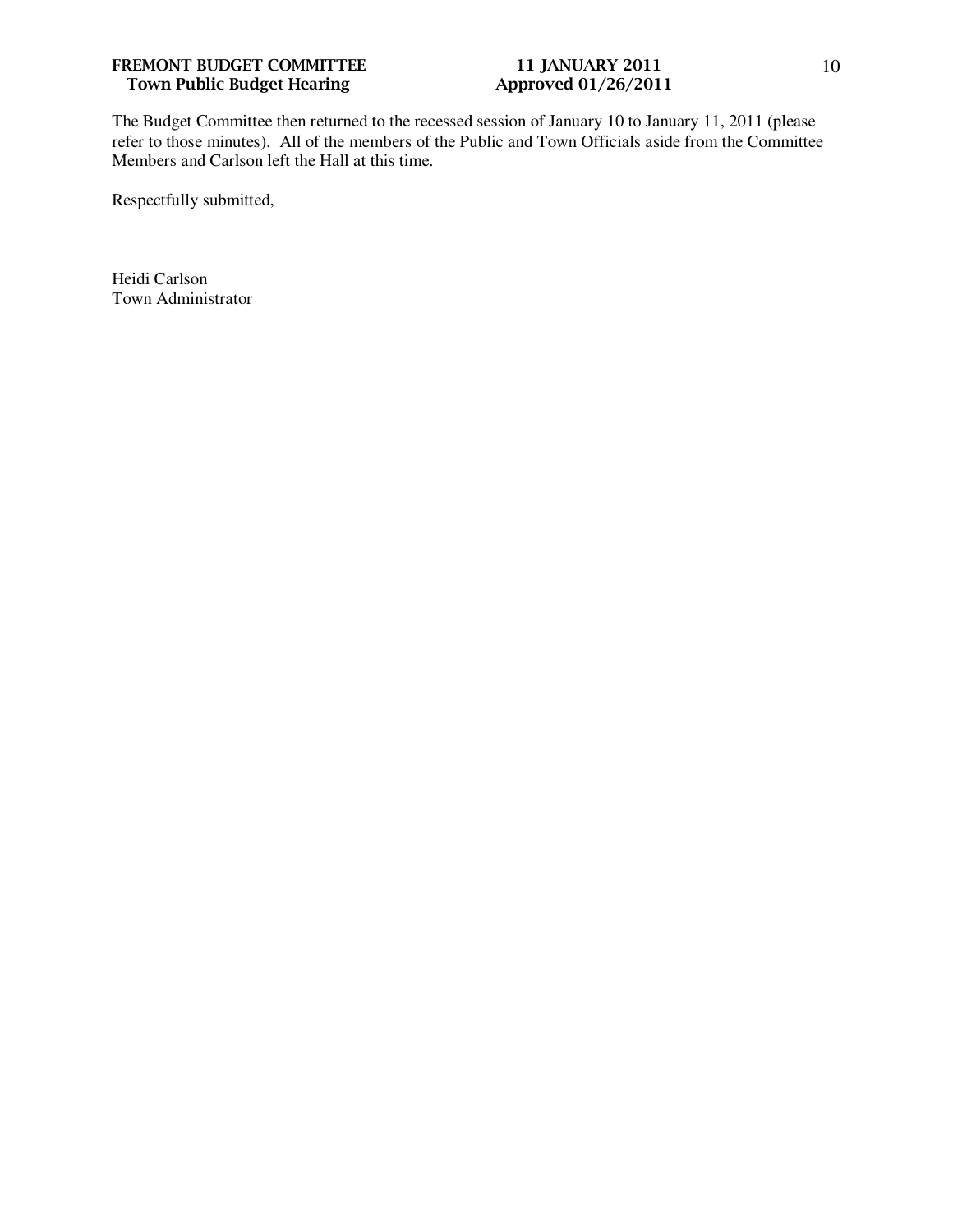The Budget Committee then returned to the recessed session of January 10 to January 11, 2011 (please refer to those minutes). All of the members of the Public and Town Officials aside from the Committee Members and Carlson left the Hall at this time.

Respectfully submitted,

Heidi Carlson
Town Administrator